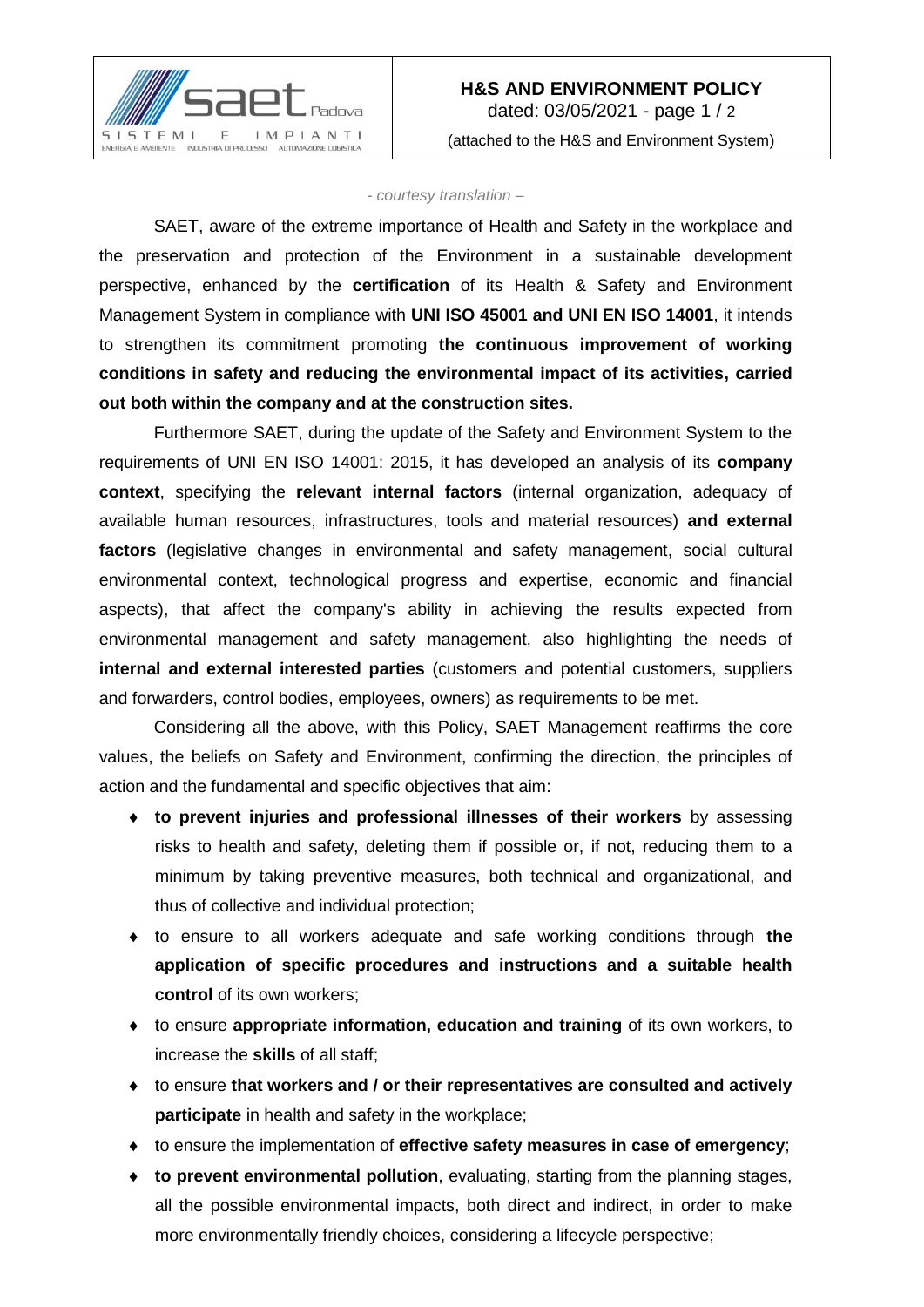# H&S AND ENVIRONMENT POLICY

dated: 03/05/2021

(attached to the H&S and Environment System)

*- courtesy translation –*

SAET, aware of the extreme importance of Health and Safety in the workplace and the preservation and protection of the Environment in a sustainable development perspective, enhanced by the **certification** of its Health & Safety and Environment Management System in compliance with **UNI ISO 45001 and UNI EN ISO 14001**, it intends to strengthen its commitment promoting **the continuous improvement of working conditions in safety and reducing the environmental impact of its activities, carried out both within the company and at the construction sites.**

Furthermore SAET, during the update of the Safety and Environment System to the requirements of UNI EN ISO 14001: 2015, it has developed an analysis of its **company context**, specifying the **relevant internal factors** (internal organization, adequacy of available human resources, infrastructures, tools and material resources) **and external factors** (legislative changes in environmental and safety management, social cultural environmental context, technological progress and expertise, economic and financial aspects), that affect the company's ability in achieving the results expected from environmental management and safety management, also highlighting the needs of **internal and external interested parties** (customers and potential customers, suppliers and forwarders, control bodies, employees, owners) as requirements to be met.

Considering all the above, with this Policy, SAET Management reaffirms the core values, the beliefs on Safety and Environment, confirming the direction, the principles of action and the fundamental and specific objectives that aim:

- **to prevent injuries and professional illnesses of their workers** by assessing risks to health and safety, deleting them if possible or, if not, reducing them to a minimum by taking preventive measures, both technical and organizational, and thus of collective and individual protection;
- to ensure to all workers adequate and safe working conditions through **the application of specific procedures and instructions and a suitable health control** of its own workers;
- to ensure **appropriate information, education and training** of its own workers, to increase the **skills** of all staff;
- to ensure **that workers and / or their representatives are consulted and actively participate** in health and safety in the workplace;
- to ensure the implementation of **effective safety measures in case of emergency**;
- **to prevent environmental pollution**, evaluating, starting from the planning stages, all the possible environmental impacts, both direct and indirect, in order to make more environmentally friendly choices, considering a lifecycle perspective;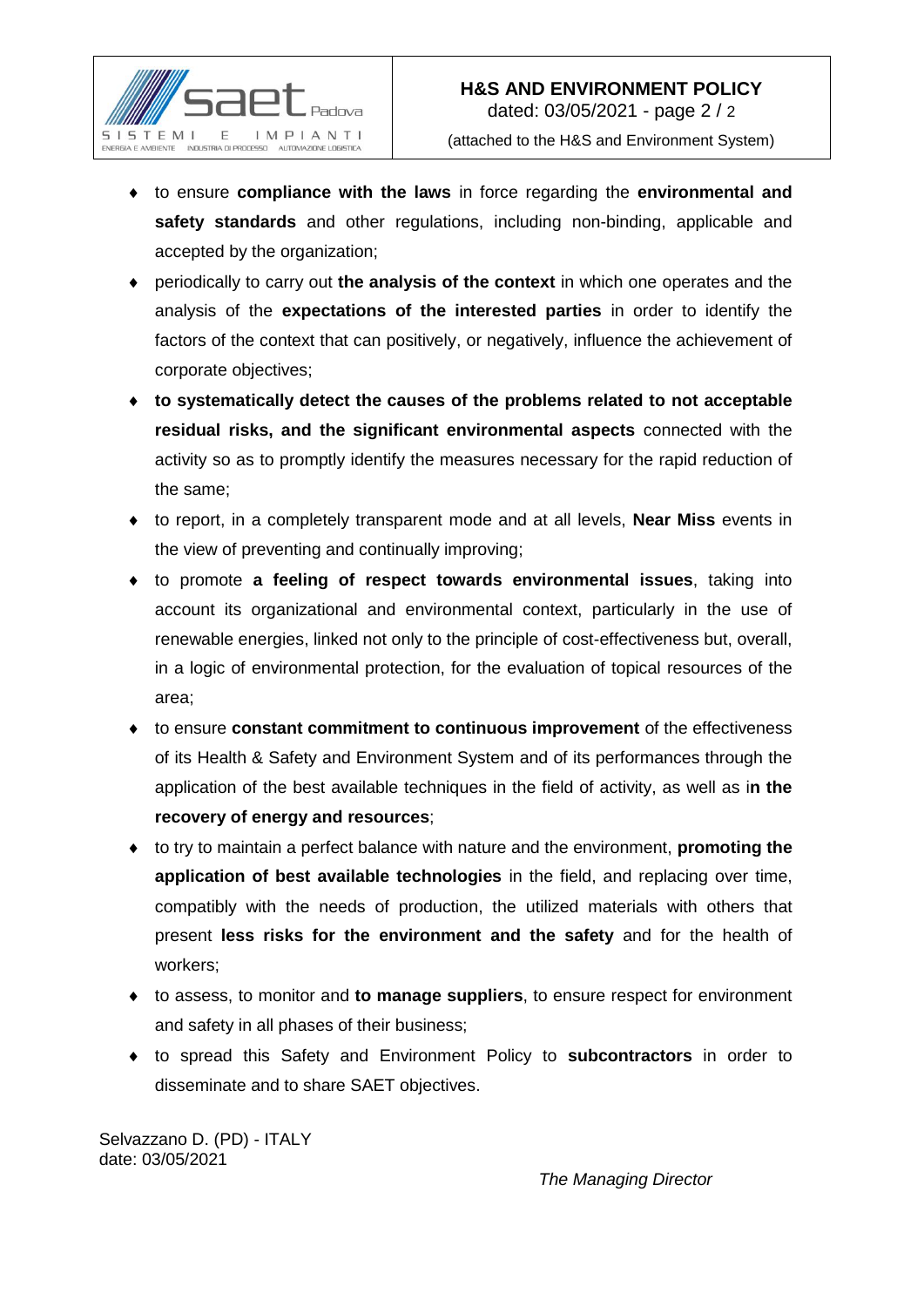- to ensure **compliance with the laws** in force regarding the **environmental and safety standards** and other regulations, including non-binding, applicable and accepted by the organization;
- periodically to carry out **the analysis of the context** in which one operates and the analysis of the **expectations of the interested parties** in order to identify the factors of the context that can positively, or negatively, influence the achievement of corporate objectives;
- **to systematically detect the causes of the problems related to not acceptable residual risks, and the significant environmental aspects** connected with the activity so as to promptly identify the measures necessary for the rapid reduction of the same;
- to report, in a completely transparent mode and at all levels, **Near Miss** events in the view of preventing and continually improving;
- to promote **a feeling of respect towards environmental issues**, taking into account its organizational and environmental context, particularly in the use of renewable energies, linked not only to the principle of cost-effectiveness but, overall, in a logic of environmental protection, for the evaluation of topical resources of the area;
- to ensure **constant commitment to continuous improvement** of the effectiveness of its Health & Safety and Environment System and of its performances through the application of the best available techniques in the field of activity, as well as i**n the recovery of energy and resources**;
- to try to maintain a perfect balance with nature and the environment, **promoting the application of best available technologies** in the field, and replacing over time, compatibly with the needs of production, the utilized materials with others that present **less risks for the environment and the safety** and for the health of workers;
- to assess, to monitor and **to manage suppliers**, to ensure respect for environment and safety in all phases of their business;
- to spread this Safety and Environment Policy to **subcontractors** in order to disseminate and to share SAET objectives.

Selvazzano D. (PD) - ITALY
date: 03/05/2021

*The Managing Director*